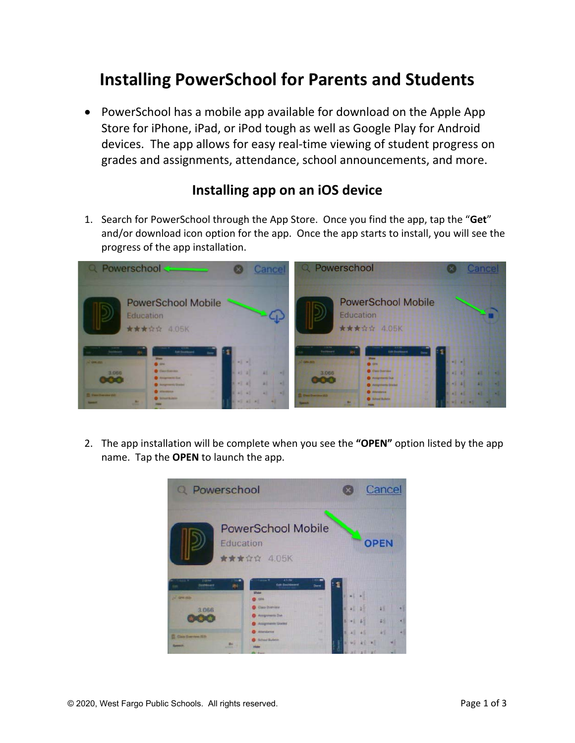# Installing PowerSchool for Parents and Students

- PowerSchool has a mobile app available for download on the Apple App Store for iPhone, iPad, or iPod tough as well as Google Play for Android devices. The app allows for easy real-time viewing of student progress on grades and assignments, attendance, school announcements, and more.

## Installing app on an iOS device

1. Search for PowerSchool through the App Store. Once you find the app, tap the "**Get**" and/or download icon option for the app. Once the app starts to install, you will see the progress of the app installation.

2. The app installation will be complete when you see the **"OPEN"** option listed by the app name. Tap the **OPEN** to launch the app.

© 2020, West Fargo Public Schools. All rights reserved.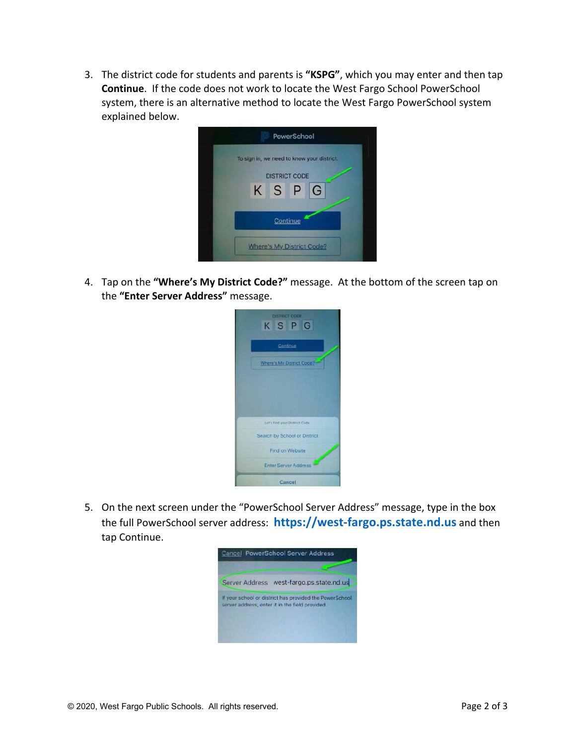3. The district code for students and parents is **"KSPG"**, which you may enter and then tap **Continue**. If the code does not work to locate the West Fargo School PowerSchool system, there is an alternative method to locate the West Fargo PowerSchool system explained below.

4. Tap on the **"Where's My District Code?"** message. At the bottom of the screen tap on the **"Enter Server Address"** message.

5. On the next screen under the "PowerSchool Server Address" message, type in the box the full PowerSchool server address: **https://west-fargo.ps.state.nd.us** and then tap Continue.

© 2020, West Fargo Public Schools. All rights reserved.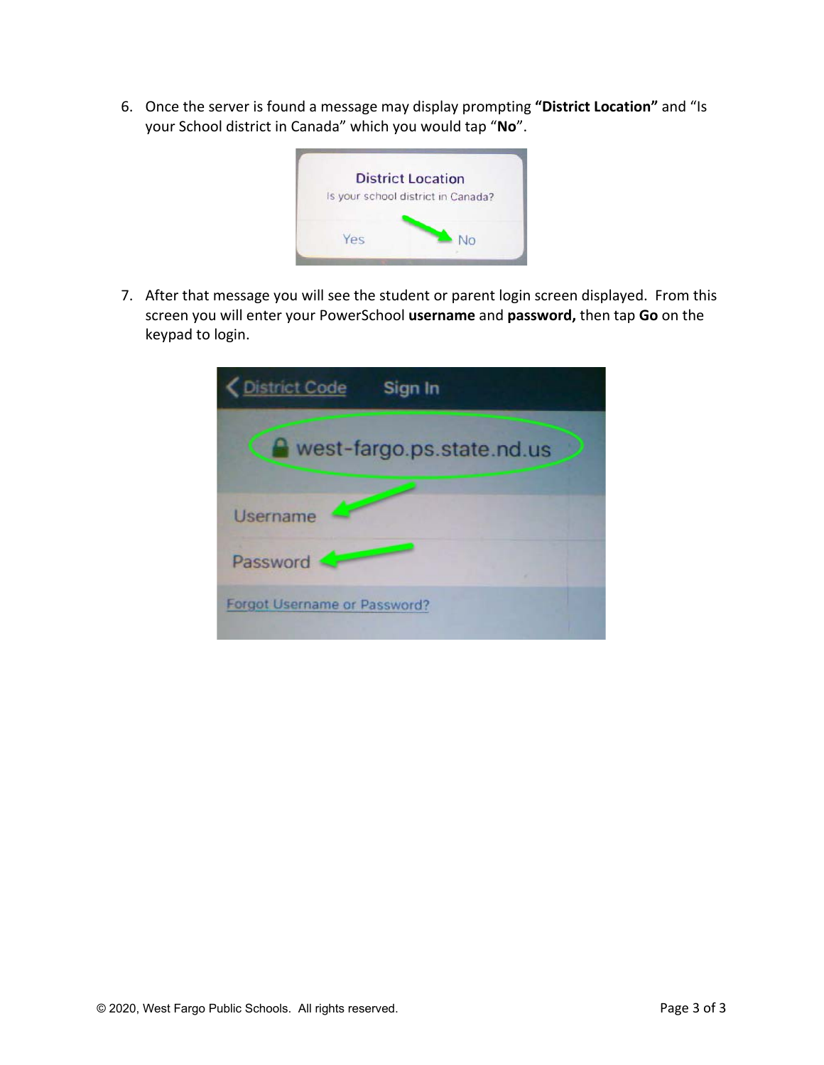6. Once the server is found a message may display prompting **“District Location”** and “Is your School district in Canada” which you would tap “**No**”.

7. After that message you will see the student or parent login screen displayed. From this screen you will enter your PowerSchool **username** and **password,** then tap **Go** on the keypad to login.